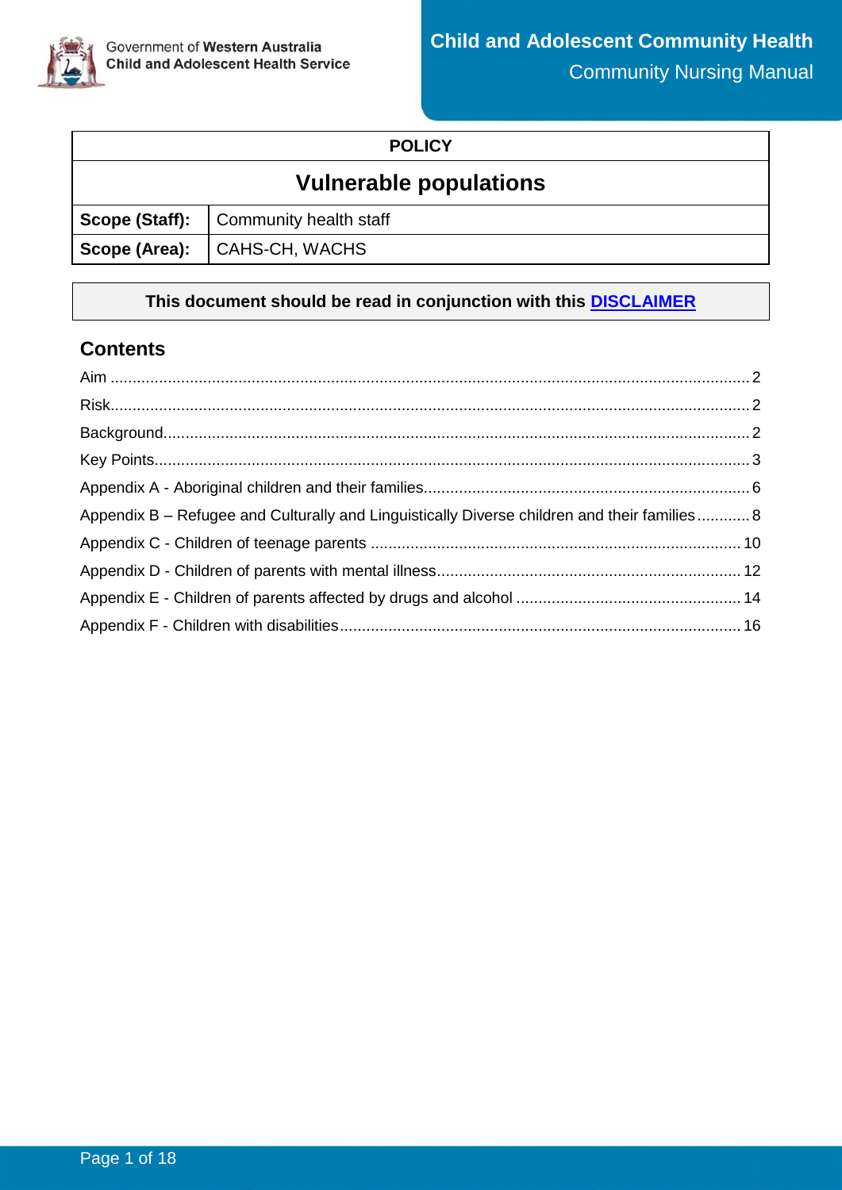Government of **Western Australia**
**Child and Adolescent Health Service**

**Child and Adolescent Community Health**
Community Nursing Manual

| **POLICY** | |
|---|---|
| **Vulnerable populations** | |
| **Scope (Staff):** | Community health staff |
| **Scope (Area):** | CAHS-CH, WACHS |

**This document should be read in conjunction with this DISCLAIMER**

## Contents

Aim ..... 2
Risk ..... 2
Background ..... 2
Key Points ..... 3
Appendix A - Aboriginal children and their families ..... 6
Appendix B – Refugee and Culturally and Linguistically Diverse children and their families ..... 8
Appendix C - Children of teenage parents ..... 10
Appendix D - Children of parents with mental illness ..... 12
Appendix E - Children of parents affected by drugs and alcohol ..... 14
Appendix F - Children with disabilities ..... 16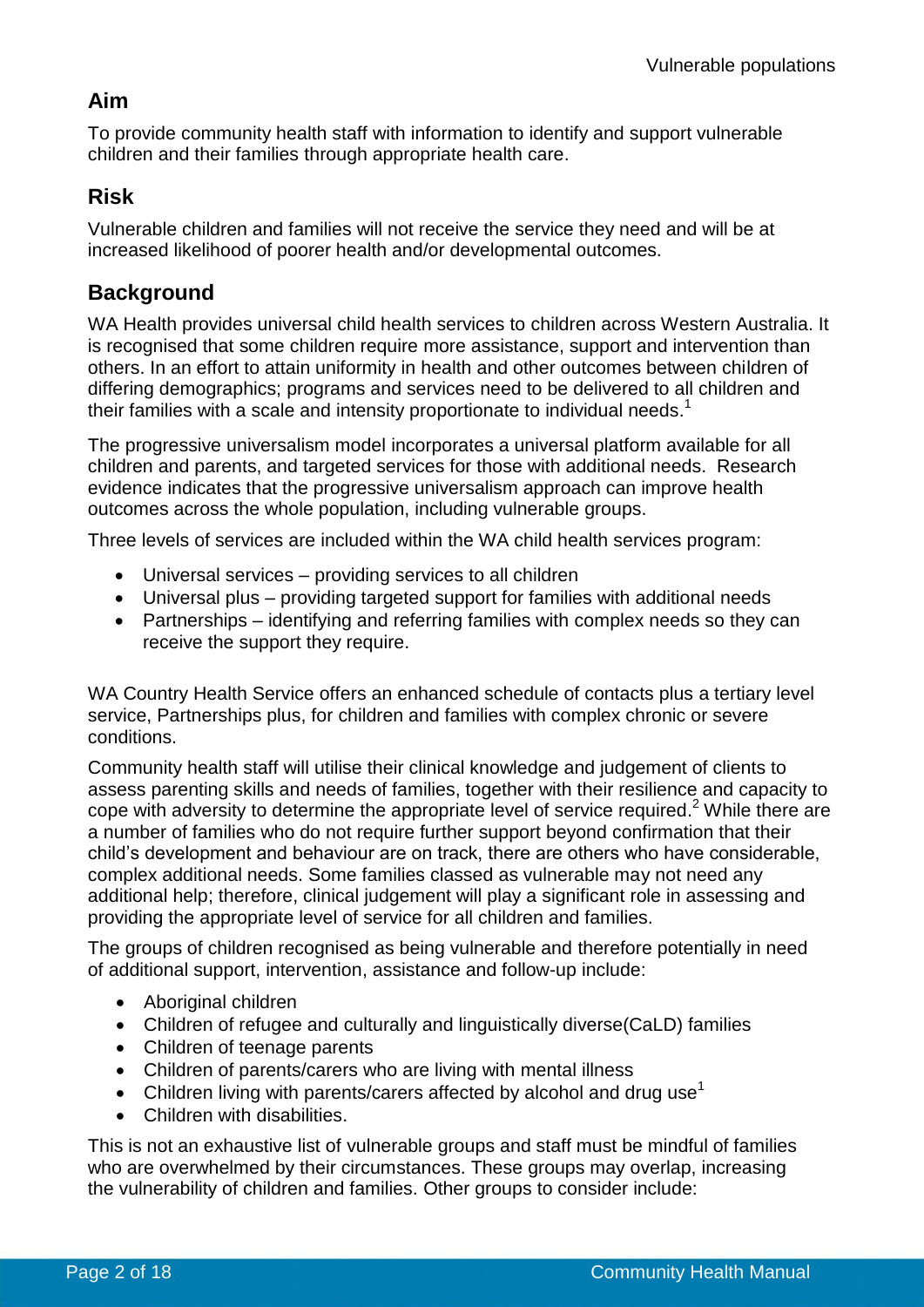## Aim

To provide community health staff with information to identify and support vulnerable children and their families through appropriate health care.

## Risk

Vulnerable children and families will not receive the service they need and will be at increased likelihood of poorer health and/or developmental outcomes.

## Background

WA Health provides universal child health services to children across Western Australia. It is recognised that some children require more assistance, support and intervention than others. In an effort to attain uniformity in health and other outcomes between children of differing demographics; programs and services need to be delivered to all children and their families with a scale and intensity proportionate to individual needs.[1]

The progressive universalism model incorporates a universal platform available for all children and parents, and targeted services for those with additional needs. Research evidence indicates that the progressive universalism approach can improve health outcomes across the whole population, including vulnerable groups.

Three levels of services are included within the WA child health services program:

- Universal services – providing services to all children
- Universal plus – providing targeted support for families with additional needs
- Partnerships – identifying and referring families with complex needs so they can receive the support they require.

WA Country Health Service offers an enhanced schedule of contacts plus a tertiary level service, Partnerships plus, for children and families with complex chronic or severe conditions.

Community health staff will utilise their clinical knowledge and judgement of clients to assess parenting skills and needs of families, together with their resilience and capacity to cope with adversity to determine the appropriate level of service required.[2] While there are a number of families who do not require further support beyond confirmation that their child's development and behaviour are on track, there are others who have considerable, complex additional needs. Some families classed as vulnerable may not need any additional help; therefore, clinical judgement will play a significant role in assessing and providing the appropriate level of service for all children and families.

The groups of children recognised as being vulnerable and therefore potentially in need of additional support, intervention, assistance and follow-up include:

- Aboriginal children
- Children of refugee and culturally and linguistically diverse(CaLD) families
- Children of teenage parents
- Children of parents/carers who are living with mental illness
- Children living with parents/carers affected by alcohol and drug use[1]
- Children with disabilities.

This is not an exhaustive list of vulnerable groups and staff must be mindful of families who are overwhelmed by their circumstances. These groups may overlap, increasing the vulnerability of children and families. Other groups to consider include: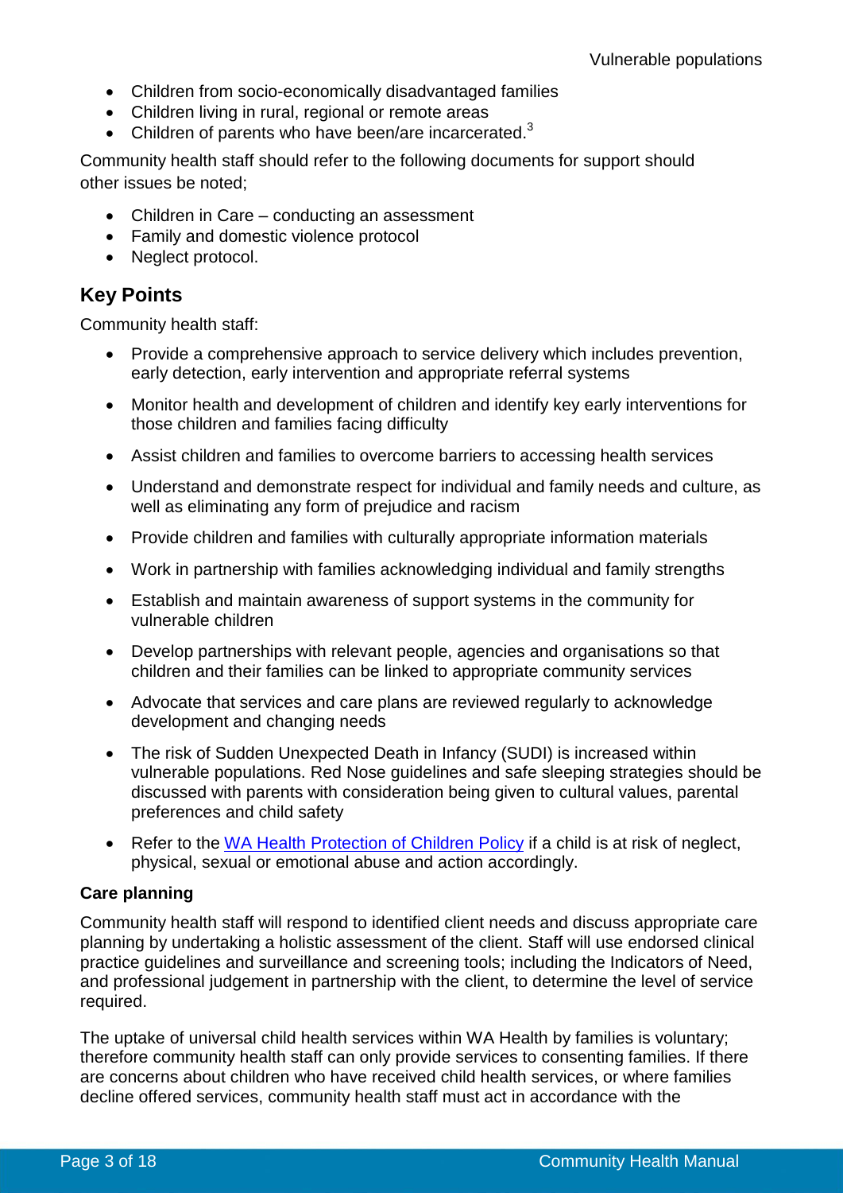- Children from socio-economically disadvantaged families
- Children living in rural, regional or remote areas
- Children of parents who have been/are incarcerated.[3]

Community health staff should refer to the following documents for support should other issues be noted;

- Children in Care – conducting an assessment
- Family and domestic violence protocol
- Neglect protocol.

## Key Points

Community health staff:

- Provide a comprehensive approach to service delivery which includes prevention, early detection, early intervention and appropriate referral systems
- Monitor health and development of children and identify key early interventions for those children and families facing difficulty
- Assist children and families to overcome barriers to accessing health services
- Understand and demonstrate respect for individual and family needs and culture, as well as eliminating any form of prejudice and racism
- Provide children and families with culturally appropriate information materials
- Work in partnership with families acknowledging individual and family strengths
- Establish and maintain awareness of support systems in the community for vulnerable children
- Develop partnerships with relevant people, agencies and organisations so that children and their families can be linked to appropriate community services
- Advocate that services and care plans are reviewed regularly to acknowledge development and changing needs
- The risk of Sudden Unexpected Death in Infancy (SUDI) is increased within vulnerable populations. Red Nose guidelines and safe sleeping strategies should be discussed with parents with consideration being given to cultural values, parental preferences and child safety
- Refer to the [WA Health Protection of Children Policy]() if a child is at risk of neglect, physical, sexual or emotional abuse and action accordingly.

### Care planning

Community health staff will respond to identified client needs and discuss appropriate care planning by undertaking a holistic assessment of the client. Staff will use endorsed clinical practice guidelines and surveillance and screening tools; including the Indicators of Need, and professional judgement in partnership with the client, to determine the level of service required.

The uptake of universal child health services within WA Health by families is voluntary; therefore community health staff can only provide services to consenting families. If there are concerns about children who have received child health services, or where families decline offered services, community health staff must act in accordance with the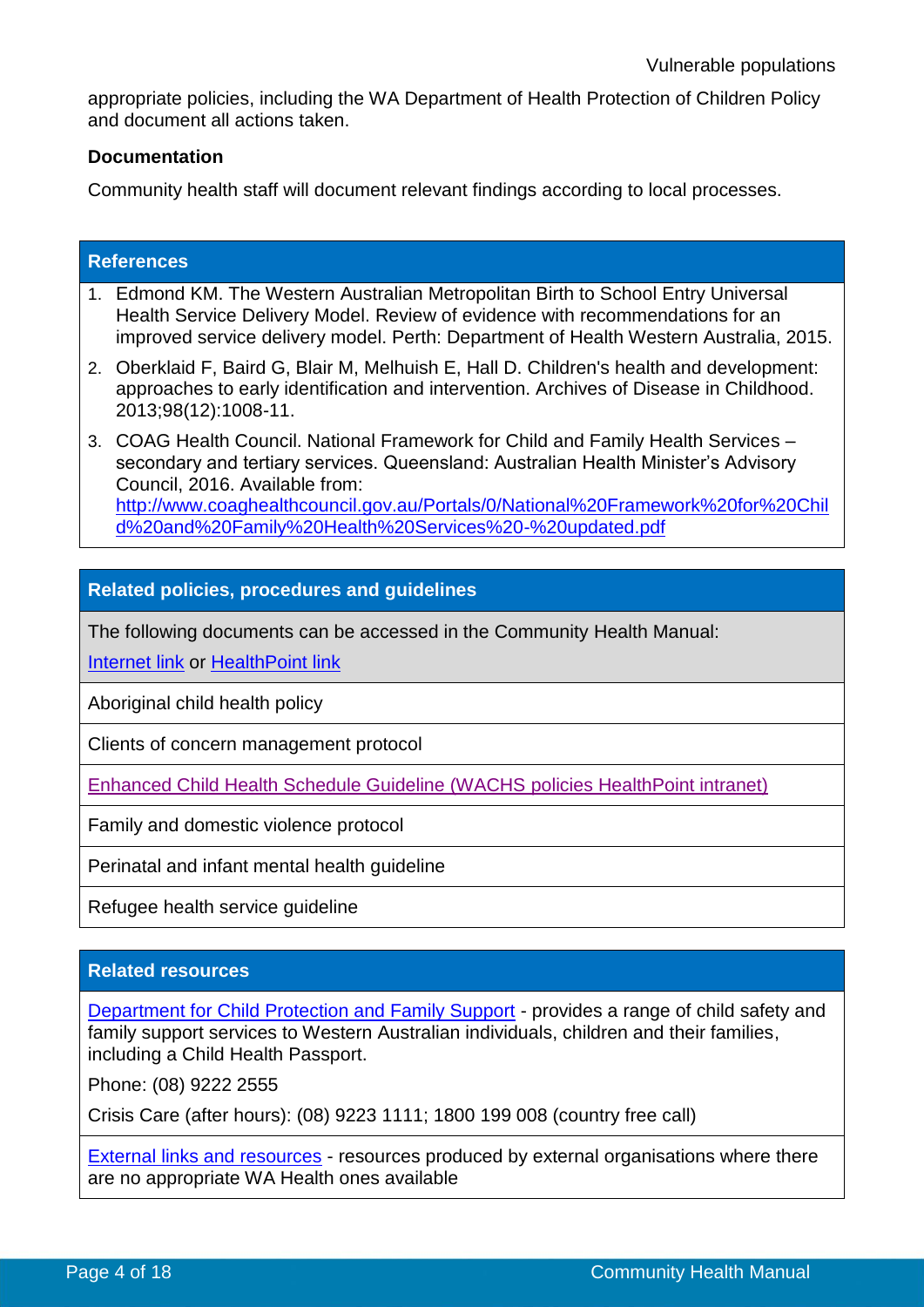appropriate policies, including the WA Department of Health Protection of Children Policy and document all actions taken.

**Documentation**

Community health staff will document relevant findings according to local processes.

## References

1. Edmond KM. The Western Australian Metropolitan Birth to School Entry Universal Health Service Delivery Model. Review of evidence with recommendations for an improved service delivery model. Perth: Department of Health Western Australia, 2015.
2. Oberklaid F, Baird G, Blair M, Melhuish E, Hall D. Children's health and development: approaches to early identification and intervention. Archives of Disease in Childhood. 2013;98(12):1008-11.
3. COAG Health Council. National Framework for Child and Family Health Services – secondary and tertiary services. Queensland: Australian Health Minister's Advisory Council, 2016. Available from: http://www.coaghealthcouncil.gov.au/Portals/0/National%20Framework%20for%20Child%20and%20Family%20Health%20Services%20-%20updated.pdf

## Related policies, procedures and guidelines

The following documents can be accessed in the Community Health Manual:
Internet link or HealthPoint link

- Aboriginal child health policy
- Clients of concern management protocol
- Enhanced Child Health Schedule Guideline (WACHS policies HealthPoint intranet)
- Family and domestic violence protocol
- Perinatal and infant mental health guideline
- Refugee health service guideline

## Related resources

Department for Child Protection and Family Support - provides a range of child safety and family support services to Western Australian individuals, children and their families, including a Child Health Passport.

Phone: (08) 9222 2555

Crisis Care (after hours): (08) 9223 1111; 1800 199 008 (country free call)

External links and resources - resources produced by external organisations where there are no appropriate WA Health ones available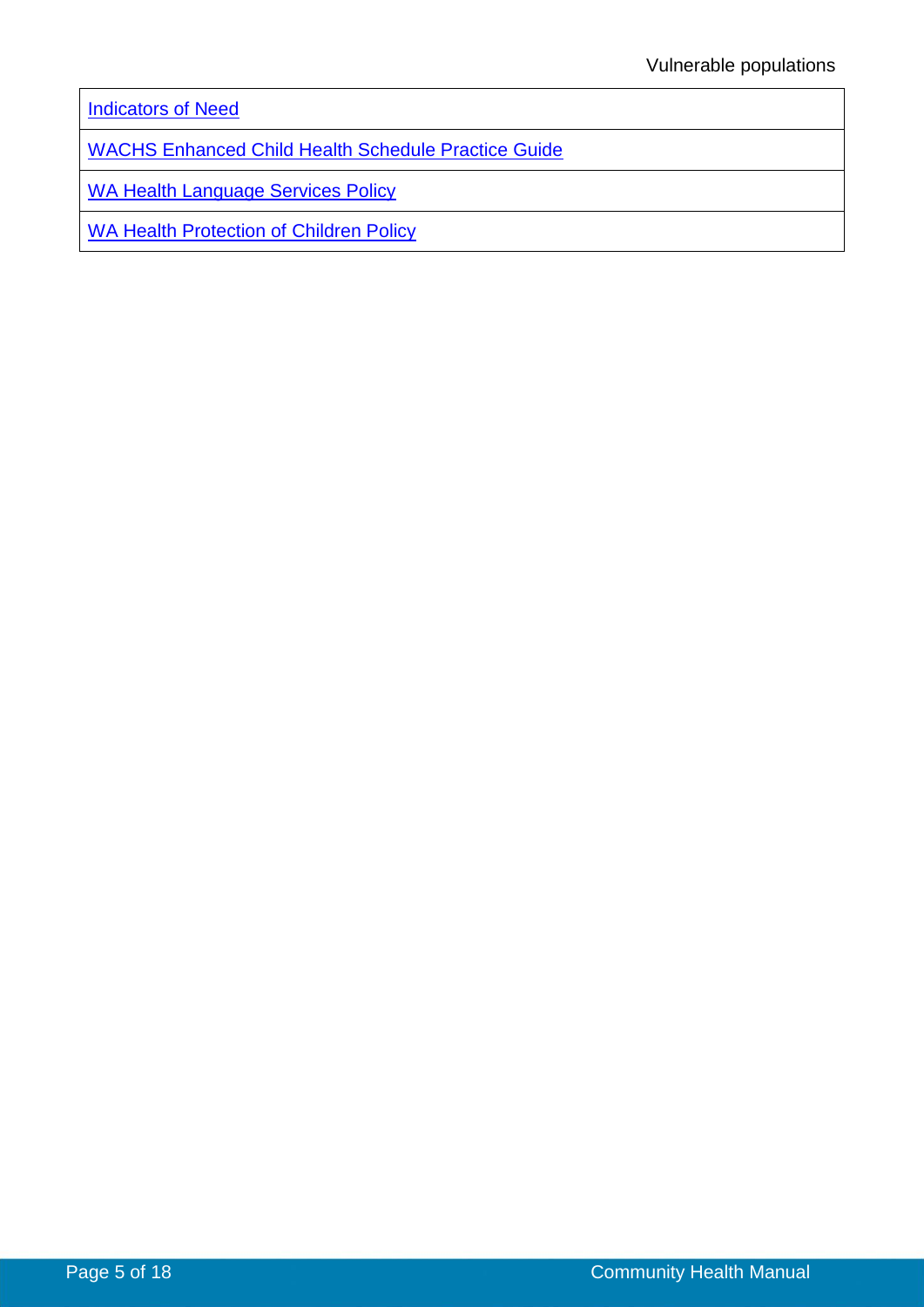| Indicators of Need |
| --- |
| WACHS Enhanced Child Health Schedule Practice Guide |
| WA Health Language Services Policy |
| WA Health Protection of Children Policy |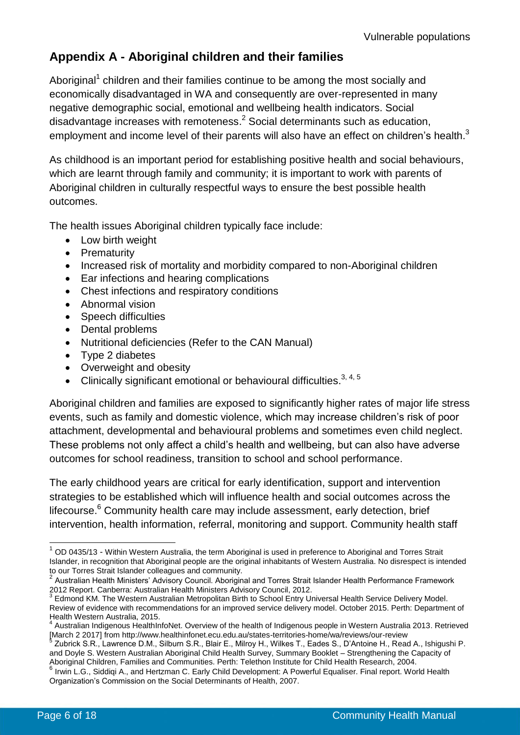## Appendix A - Aboriginal children and their families

Aboriginal[1] children and their families continue to be among the most socially and economically disadvantaged in WA and consequently are over-represented in many negative demographic social, emotional and wellbeing health indicators. Social disadvantage increases with remoteness.[2] Social determinants such as education, employment and income level of their parents will also have an effect on children's health.[3]

As childhood is an important period for establishing positive health and social behaviours, which are learnt through family and community; it is important to work with parents of Aboriginal children in culturally respectful ways to ensure the best possible health outcomes.

The health issues Aboriginal children typically face include:

- Low birth weight
- Prematurity
- Increased risk of mortality and morbidity compared to non-Aboriginal children
- Ear infections and hearing complications
- Chest infections and respiratory conditions
- Abnormal vision
- Speech difficulties
- Dental problems
- Nutritional deficiencies (Refer to the CAN Manual)
- Type 2 diabetes
- Overweight and obesity
- Clinically significant emotional or behavioural difficulties.[3, 4, 5]

Aboriginal children and families are exposed to significantly higher rates of major life stress events, such as family and domestic violence, which may increase children's risk of poor attachment, developmental and behavioural problems and sometimes even child neglect. These problems not only affect a child's health and wellbeing, but can also have adverse outcomes for school readiness, transition to school and school performance.

The early childhood years are critical for early identification, support and intervention strategies to be established which will influence health and social outcomes across the lifecourse.[6] Community health care may include assessment, early detection, brief intervention, health information, referral, monitoring and support. Community health staff

---

[1] OD 0435/13 - Within Western Australia, the term Aboriginal is used in preference to Aboriginal and Torres Strait Islander, in recognition that Aboriginal people are the original inhabitants of Western Australia. No disrespect is intended to our Torres Strait Islander colleagues and community.

[2] Australian Health Ministers' Advisory Council. Aboriginal and Torres Strait Islander Health Performance Framework 2012 Report. Canberra: Australian Health Ministers Advisory Council, 2012.

[3] Edmond KM. The Western Australian Metropolitan Birth to School Entry Universal Health Service Delivery Model. Review of evidence with recommendations for an improved service delivery model. October 2015. Perth: Department of Health Western Australia, 2015.

[4] Australian Indigenous HealthInfoNet. Overview of the health of Indigenous people in Western Australia 2013. Retrieved [March 2 2017] from http://www.healthinfonet.ecu.edu.au/states-territories-home/wa/reviews/our-review

[5] Zubrick S.R., Lawrence D.M., Silburn S.R., Blair E., Milroy H., Wilkes T., Eades S., D'Antoine H., Read A., Ishigushi P. and Doyle S. Western Australian Aboriginal Child Health Survey, Summary Booklet – Strengthening the Capacity of Aboriginal Children, Families and Communities. Perth: Telethon Institute for Child Health Research, 2004.

[6] Irwin L.G., Siddiqi A., and Hertzman C. Early Child Development: A Powerful Equaliser. Final report. World Health Organization's Commission on the Social Determinants of Health, 2007.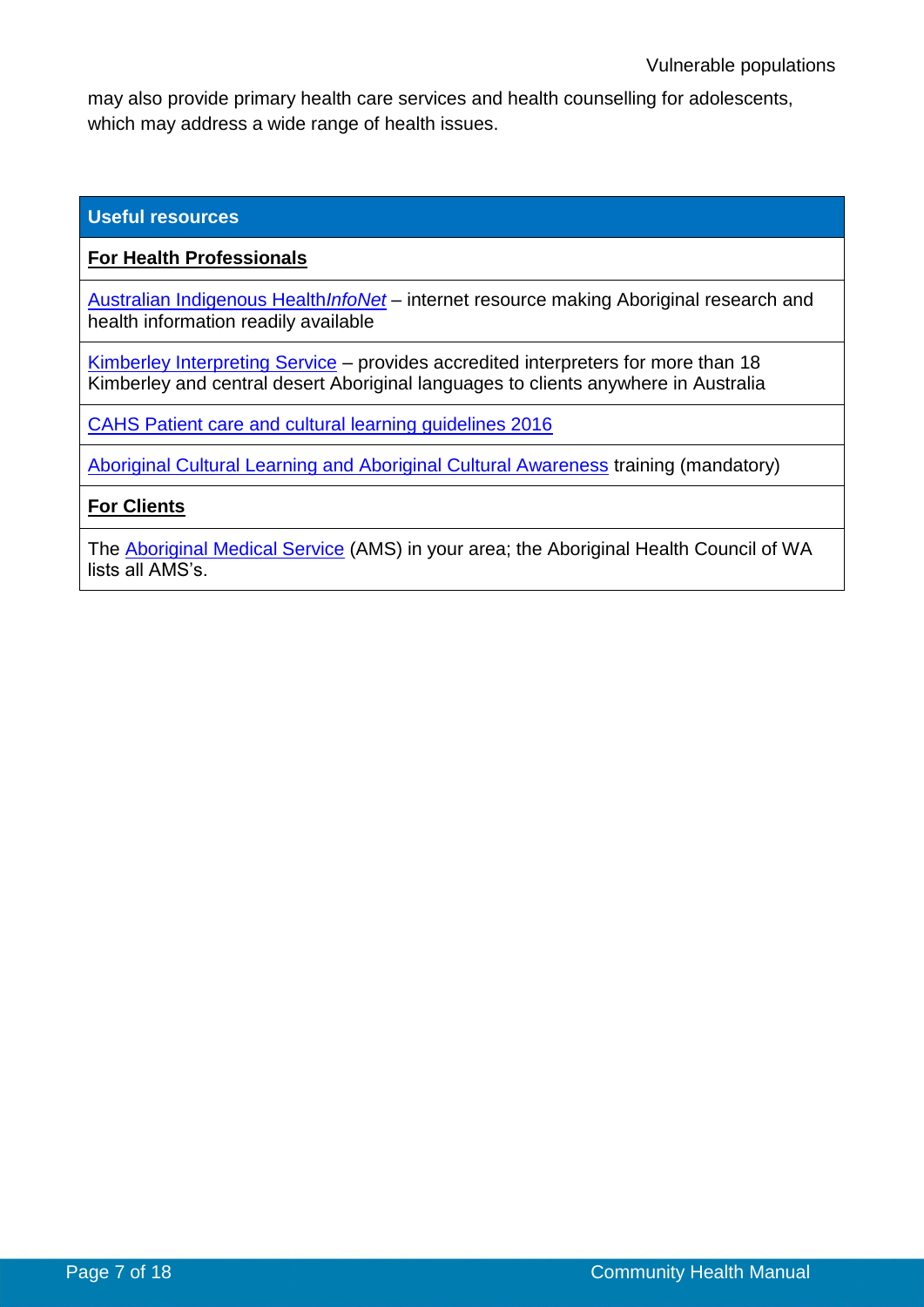may also provide primary health care services and health counselling for adolescents, which may address a wide range of health issues.

| **Useful resources** |
|---|
| **For Health Professionals** |
| Australian Indigenous Health*InfoNet* – internet resource making Aboriginal research and health information readily available |
| Kimberley Interpreting Service – provides accredited interpreters for more than 18 Kimberley and central desert Aboriginal languages to clients anywhere in Australia |
| CAHS Patient care and cultural learning guidelines 2016 |
| Aboriginal Cultural Learning and Aboriginal Cultural Awareness training (mandatory) |
| **For Clients** |
| The Aboriginal Medical Service (AMS) in your area; the Aboriginal Health Council of WA lists all AMS's. |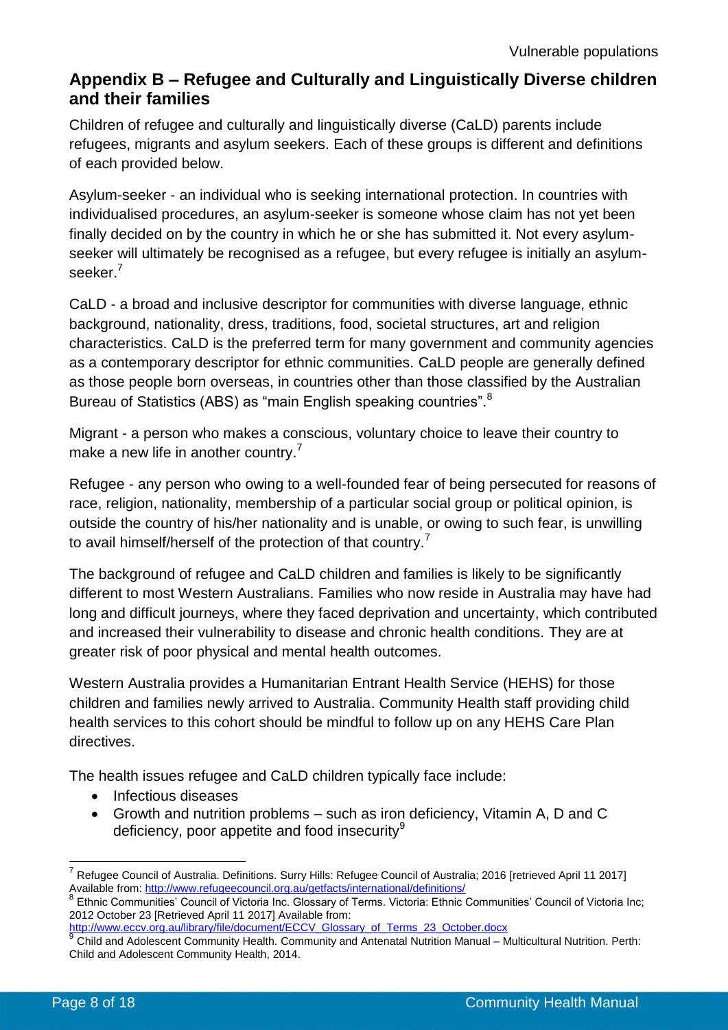## Appendix B – Refugee and Culturally and Linguistically Diverse children and their families

Children of refugee and culturally and linguistically diverse (CaLD) parents include refugees, migrants and asylum seekers. Each of these groups is different and definitions of each provided below.

Asylum-seeker - an individual who is seeking international protection. In countries with individualised procedures, an asylum-seeker is someone whose claim has not yet been finally decided on by the country in which he or she has submitted it. Not every asylum-seeker will ultimately be recognised as a refugee, but every refugee is initially an asylum-seeker.[7]

CaLD - a broad and inclusive descriptor for communities with diverse language, ethnic background, nationality, dress, traditions, food, societal structures, art and religion characteristics. CaLD is the preferred term for many government and community agencies as a contemporary descriptor for ethnic communities. CaLD people are generally defined as those people born overseas, in countries other than those classified by the Australian Bureau of Statistics (ABS) as "main English speaking countries".[8]

Migrant - a person who makes a conscious, voluntary choice to leave their country to make a new life in another country.[7]

Refugee - any person who owing to a well-founded fear of being persecuted for reasons of race, religion, nationality, membership of a particular social group or political opinion, is outside the country of his/her nationality and is unable, or owing to such fear, is unwilling to avail himself/herself of the protection of that country.[7]

The background of refugee and CaLD children and families is likely to be significantly different to most Western Australians. Families who now reside in Australia may have had long and difficult journeys, where they faced deprivation and uncertainty, which contributed and increased their vulnerability to disease and chronic health conditions. They are at greater risk of poor physical and mental health outcomes.

Western Australia provides a Humanitarian Entrant Health Service (HEHS) for those children and families newly arrived to Australia. Community Health staff providing child health services to this cohort should be mindful to follow up on any HEHS Care Plan directives.

The health issues refugee and CaLD children typically face include:

- Infectious diseases
- Growth and nutrition problems – such as iron deficiency, Vitamin A, D and C deficiency, poor appetite and food insecurity[9]

---

[7] Refugee Council of Australia. Definitions. Surry Hills: Refugee Council of Australia; 2016 [retrieved April 11 2017] Available from: http://www.refugeecouncil.org.au/getfacts/international/definitions/

[8] Ethnic Communities' Council of Victoria Inc. Glossary of Terms. Victoria: Ethnic Communities' Council of Victoria Inc; 2012 October 23 [Retrieved April 11 2017] Available from: http://www.eccv.org.au/library/file/document/ECCV_Glossary_of_Terms_23_October.docx

[9] Child and Adolescent Community Health. Community and Antenatal Nutrition Manual – Multicultural Nutrition. Perth: Child and Adolescent Community Health, 2014.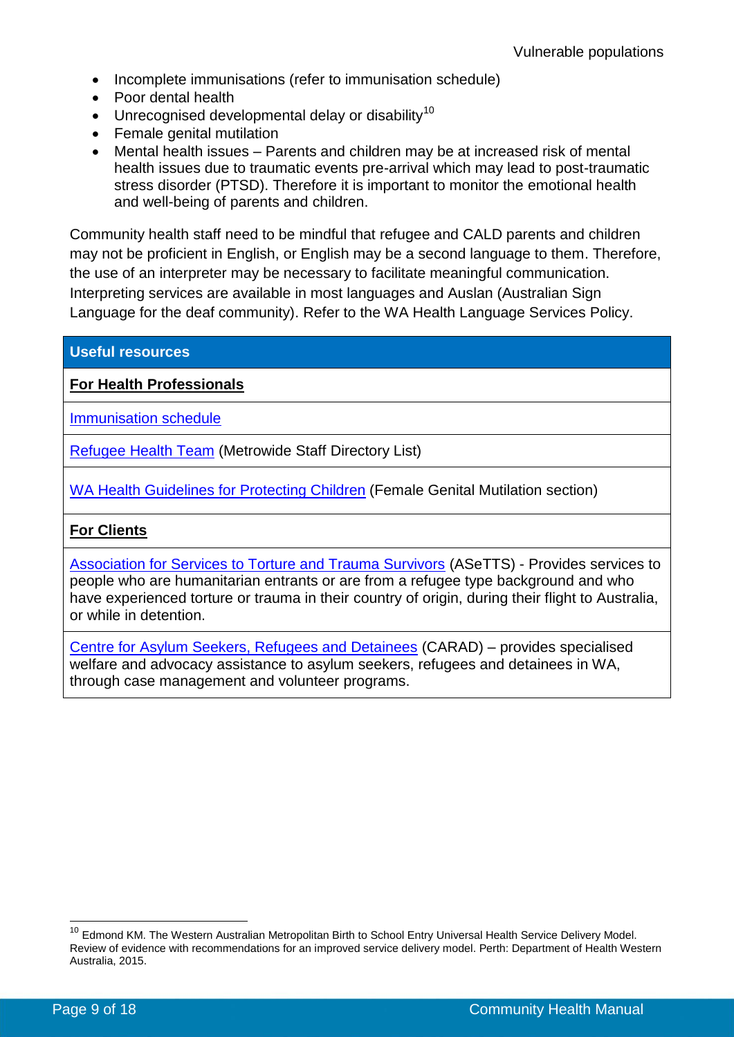- Incomplete immunisations (refer to immunisation schedule)
- Poor dental health
- Unrecognised developmental delay or disability[10]
- Female genital mutilation
- Mental health issues – Parents and children may be at increased risk of mental health issues due to traumatic events pre-arrival which may lead to post-traumatic stress disorder (PTSD). Therefore it is important to monitor the emotional health and well-being of parents and children.

Community health staff need to be mindful that refugee and CALD parents and children may not be proficient in English, or English may be a second language to them. Therefore, the use of an interpreter may be necessary to facilitate meaningful communication. Interpreting services are available in most languages and Auslan (Australian Sign Language for the deaf community). Refer to the WA Health Language Services Policy.

| **Useful resources** |
|---|
| **For Health Professionals** |
| Immunisation schedule |
| Refugee Health Team (Metrowide Staff Directory List) |
| WA Health Guidelines for Protecting Children (Female Genital Mutilation section) |
| **For Clients** |
| Association for Services to Torture and Trauma Survivors (ASeTTS) - Provides services to people who are humanitarian entrants or are from a refugee type background and who have experienced torture or trauma in their country of origin, during their flight to Australia, or while in detention. |
| Centre for Asylum Seekers, Refugees and Detainees (CARAD) – provides specialised welfare and advocacy assistance to asylum seekers, refugees and detainees in WA, through case management and volunteer programs. |

[10] Edmond KM. The Western Australian Metropolitan Birth to School Entry Universal Health Service Delivery Model. Review of evidence with recommendations for an improved service delivery model. Perth: Department of Health Western Australia, 2015.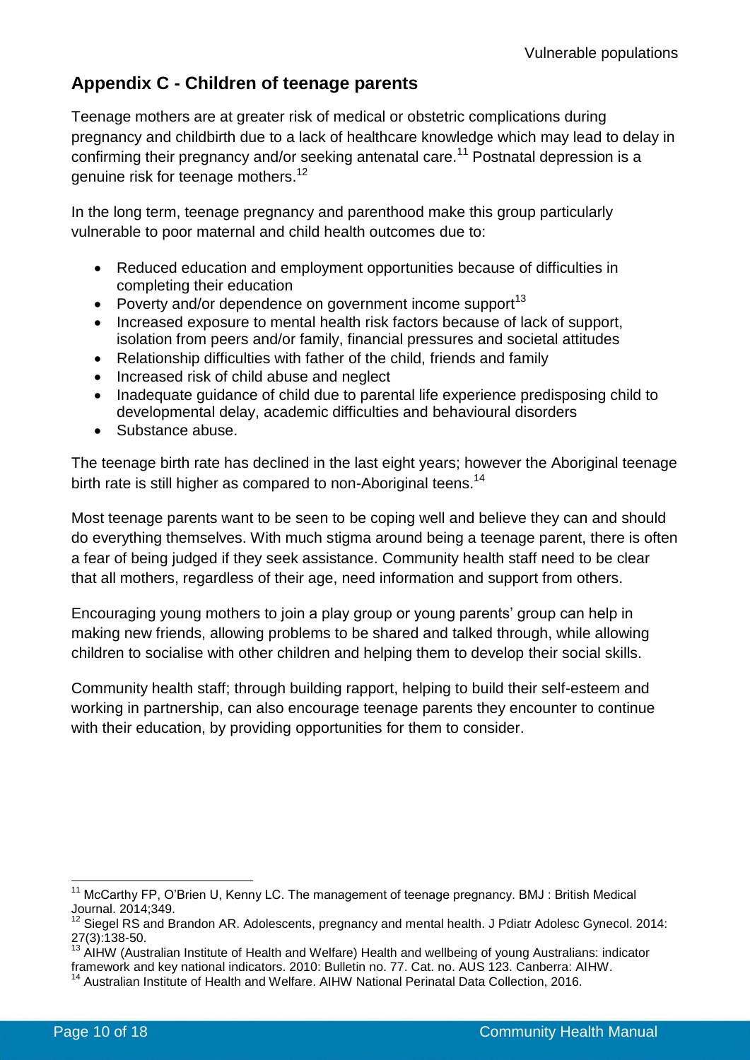## Appendix C - Children of teenage parents

Teenage mothers are at greater risk of medical or obstetric complications during pregnancy and childbirth due to a lack of healthcare knowledge which may lead to delay in confirming their pregnancy and/or seeking antenatal care.[11] Postnatal depression is a genuine risk for teenage mothers.[12]

In the long term, teenage pregnancy and parenthood make this group particularly vulnerable to poor maternal and child health outcomes due to:

- Reduced education and employment opportunities because of difficulties in completing their education
- Poverty and/or dependence on government income support[13]
- Increased exposure to mental health risk factors because of lack of support, isolation from peers and/or family, financial pressures and societal attitudes
- Relationship difficulties with father of the child, friends and family
- Increased risk of child abuse and neglect
- Inadequate guidance of child due to parental life experience predisposing child to developmental delay, academic difficulties and behavioural disorders
- Substance abuse.

The teenage birth rate has declined in the last eight years; however the Aboriginal teenage birth rate is still higher as compared to non-Aboriginal teens.[14]

Most teenage parents want to be seen to be coping well and believe they can and should do everything themselves. With much stigma around being a teenage parent, there is often a fear of being judged if they seek assistance. Community health staff need to be clear that all mothers, regardless of their age, need information and support from others.

Encouraging young mothers to join a play group or young parents' group can help in making new friends, allowing problems to be shared and talked through, while allowing children to socialise with other children and helping them to develop their social skills.

Community health staff; through building rapport, helping to build their self-esteem and working in partnership, can also encourage teenage parents they encounter to continue with their education, by providing opportunities for them to consider.

---

[11] McCarthy FP, O'Brien U, Kenny LC. The management of teenage pregnancy. BMJ : British Medical Journal. 2014;349.

[12] Siegel RS and Brandon AR. Adolescents, pregnancy and mental health. J Pdiatr Adolesc Gynecol. 2014: 27(3):138-50.

[13] AIHW (Australian Institute of Health and Welfare) Health and wellbeing of young Australians: indicator framework and key national indicators. 2010: Bulletin no. 77. Cat. no. AUS 123. Canberra: AIHW.

[14] Australian Institute of Health and Welfare. AIHW National Perinatal Data Collection, 2016.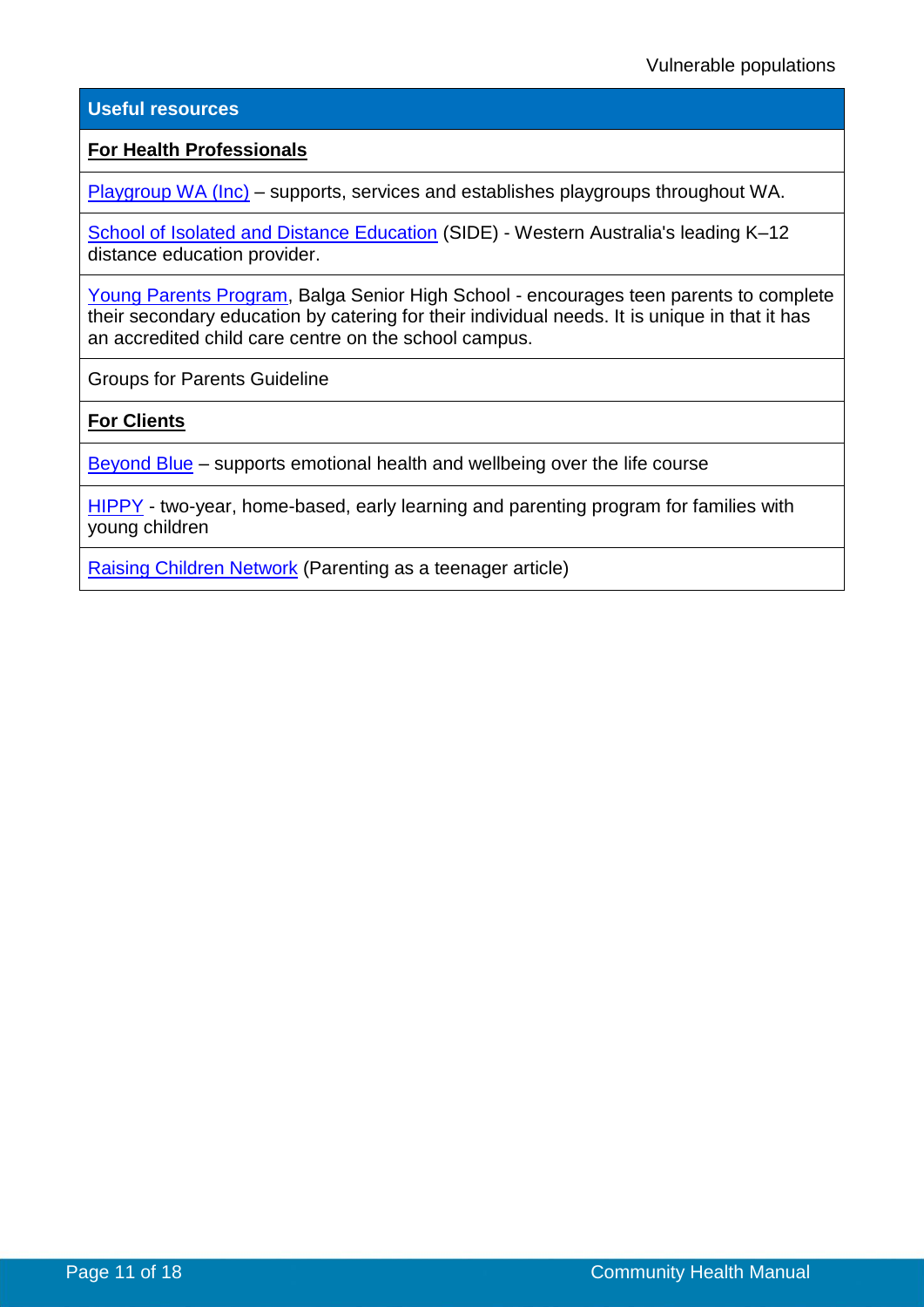| Useful resources |
| --- |
| **For Health Professionals** |
| Playgroup WA (Inc) – supports, services and establishes playgroups throughout WA. |
| School of Isolated and Distance Education (SIDE) - Western Australia's leading K–12 distance education provider. |
| Young Parents Program, Balga Senior High School - encourages teen parents to complete their secondary education by catering for their individual needs. It is unique in that it has an accredited child care centre on the school campus. |
| Groups for Parents Guideline |
| **For Clients** |
| Beyond Blue – supports emotional health and wellbeing over the life course |
| HIPPY - two-year, home-based, early learning and parenting program for families with young children |
| Raising Children Network (Parenting as a teenager article) |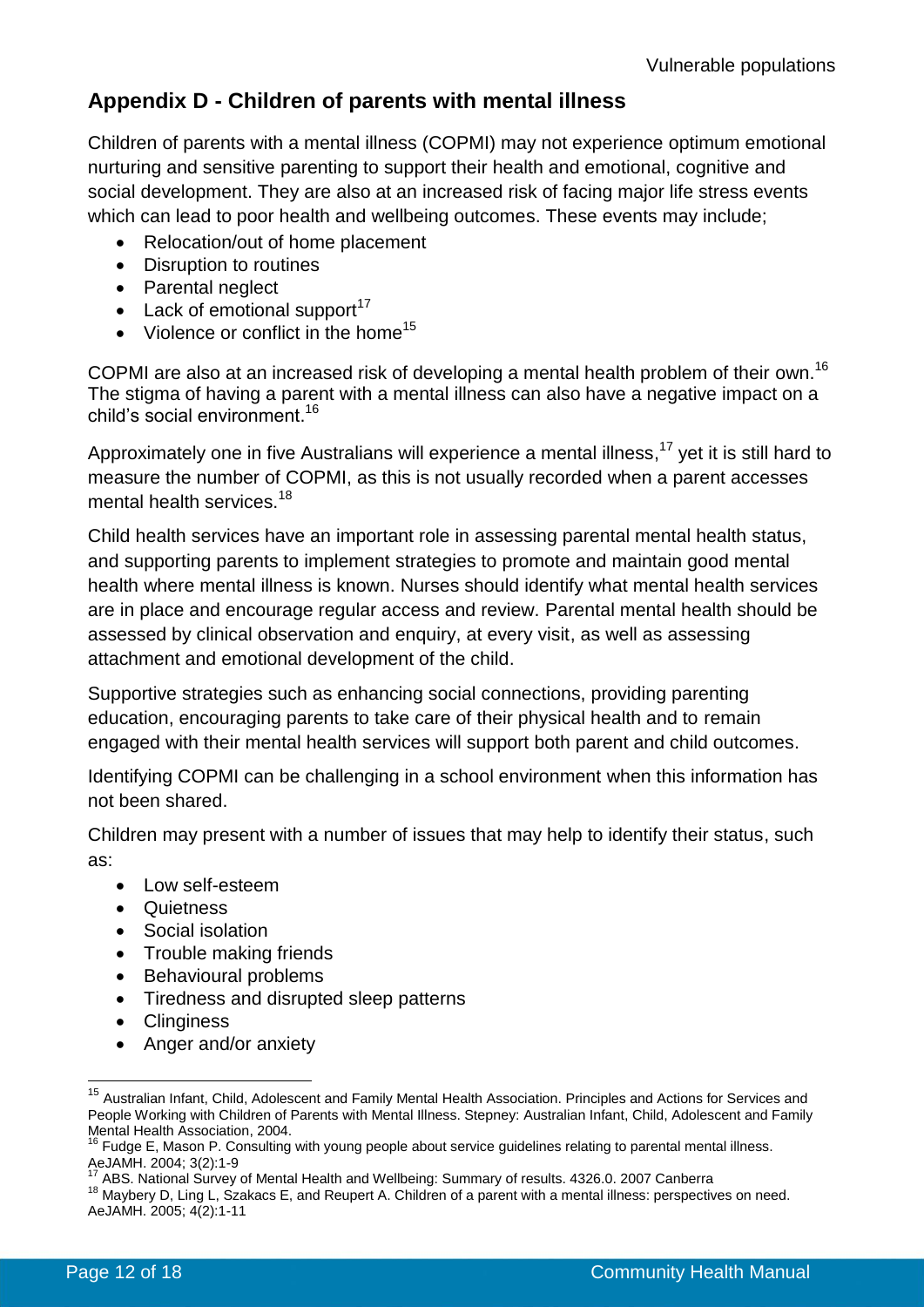## Appendix D - Children of parents with mental illness

Children of parents with a mental illness (COPMI) may not experience optimum emotional nurturing and sensitive parenting to support their health and emotional, cognitive and social development. They are also at an increased risk of facing major life stress events which can lead to poor health and wellbeing outcomes. These events may include;

- Relocation/out of home placement
- Disruption to routines
- Parental neglect
- Lack of emotional support[17]
- Violence or conflict in the home[15]

COPMI are also at an increased risk of developing a mental health problem of their own.[16] The stigma of having a parent with a mental illness can also have a negative impact on a child's social environment.[16]

Approximately one in five Australians will experience a mental illness,[17] yet it is still hard to measure the number of COPMI, as this is not usually recorded when a parent accesses mental health services.[18]

Child health services have an important role in assessing parental mental health status, and supporting parents to implement strategies to promote and maintain good mental health where mental illness is known. Nurses should identify what mental health services are in place and encourage regular access and review. Parental mental health should be assessed by clinical observation and enquiry, at every visit, as well as assessing attachment and emotional development of the child.

Supportive strategies such as enhancing social connections, providing parenting education, encouraging parents to take care of their physical health and to remain engaged with their mental health services will support both parent and child outcomes.

Identifying COPMI can be challenging in a school environment when this information has not been shared.

Children may present with a number of issues that may help to identify their status, such as:

- Low self-esteem
- Quietness
- Social isolation
- Trouble making friends
- Behavioural problems
- Tiredness and disrupted sleep patterns
- Clinginess
- Anger and/or anxiety

---

[15] Australian Infant, Child, Adolescent and Family Mental Health Association. Principles and Actions for Services and People Working with Children of Parents with Mental Illness. Stepney: Australian Infant, Child, Adolescent and Family Mental Health Association, 2004.

[16] Fudge E, Mason P. Consulting with young people about service guidelines relating to parental mental illness. AeJAMH. 2004; 3(2):1-9

[17] ABS. National Survey of Mental Health and Wellbeing: Summary of results. 4326.0. 2007 Canberra

[18] Maybery D, Ling L, Szakacs E, and Reupert A. Children of a parent with a mental illness: perspectives on need. AeJAMH. 2005; 4(2):1-11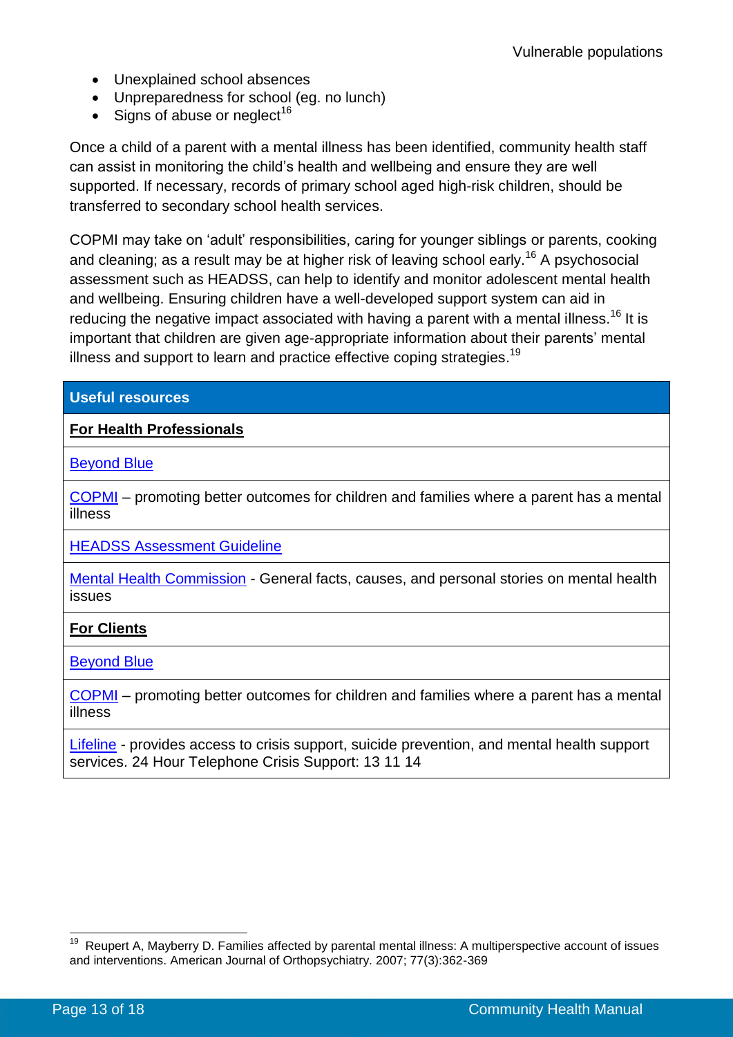- Unexplained school absences
- Unpreparedness for school (eg. no lunch)
- Signs of abuse or neglect[16]

Once a child of a parent with a mental illness has been identified, community health staff can assist in monitoring the child's health and wellbeing and ensure they are well supported. If necessary, records of primary school aged high-risk children, should be transferred to secondary school health services.

COPMI may take on 'adult' responsibilities, caring for younger siblings or parents, cooking and cleaning; as a result may be at higher risk of leaving school early.[16] A psychosocial assessment such as HEADSS, can help to identify and monitor adolescent mental health and wellbeing. Ensuring children have a well-developed support system can aid in reducing the negative impact associated with having a parent with a mental illness.[16] It is important that children are given age-appropriate information about their parents' mental illness and support to learn and practice effective coping strategies.[19]

| Useful resources |
| --- |
| **For Health Professionals** |
| Beyond Blue |
| COPMI – promoting better outcomes for children and families where a parent has a mental illness |
| HEADSS Assessment Guideline |
| Mental Health Commission - General facts, causes, and personal stories on mental health issues |
| **For Clients** |
| Beyond Blue |
| COPMI – promoting better outcomes for children and families where a parent has a mental illness |
| Lifeline - provides access to crisis support, suicide prevention, and mental health support services. 24 Hour Telephone Crisis Support: 13 11 14 |

[19] Reupert A, Mayberry D. Families affected by parental mental illness: A multiperspective account of issues and interventions. American Journal of Orthopsychiatry. 2007; 77(3):362-369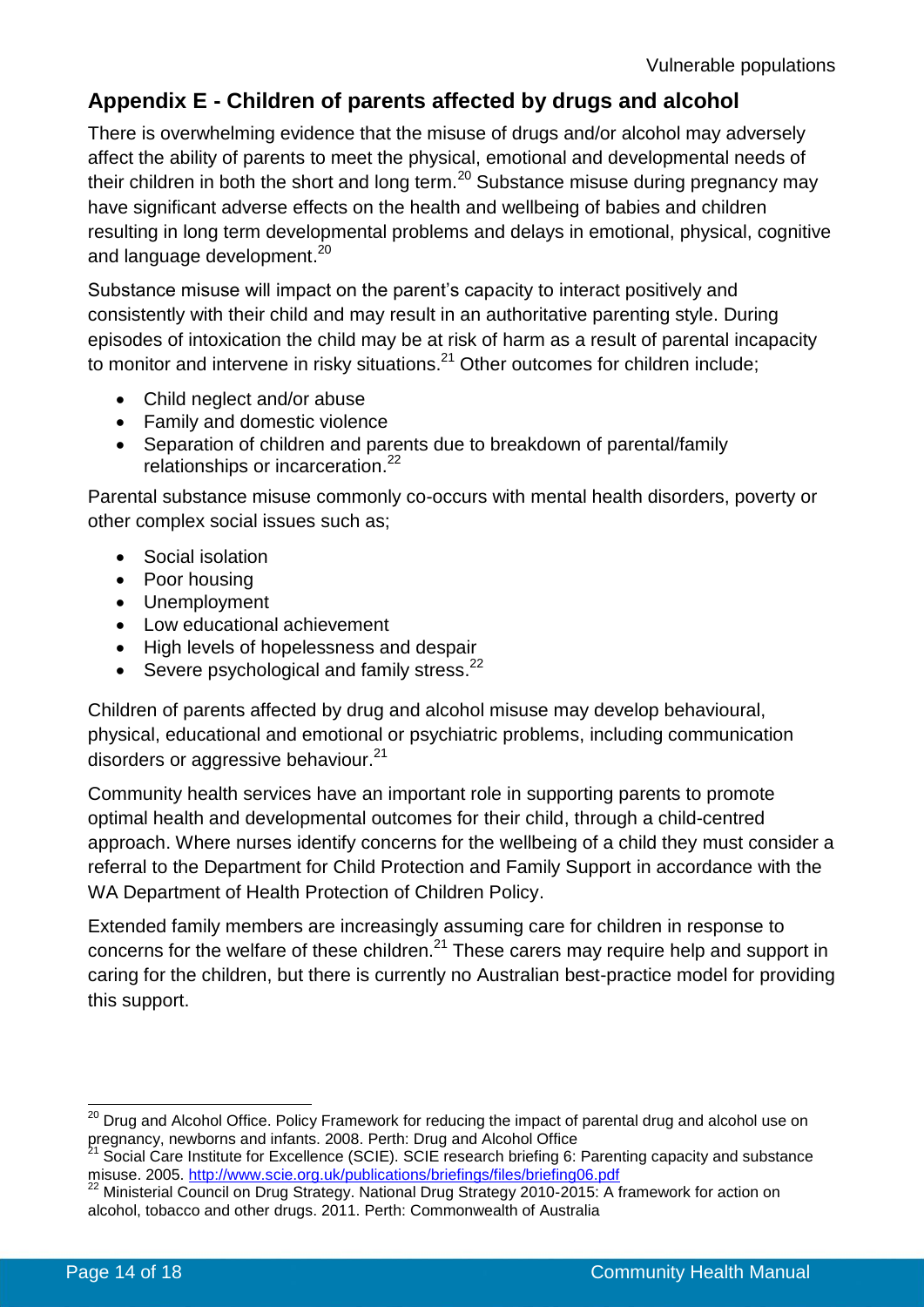## Appendix E - Children of parents affected by drugs and alcohol

There is overwhelming evidence that the misuse of drugs and/or alcohol may adversely affect the ability of parents to meet the physical, emotional and developmental needs of their children in both the short and long term.[20] Substance misuse during pregnancy may have significant adverse effects on the health and wellbeing of babies and children resulting in long term developmental problems and delays in emotional, physical, cognitive and language development.[20]

Substance misuse will impact on the parent's capacity to interact positively and consistently with their child and may result in an authoritative parenting style. During episodes of intoxication the child may be at risk of harm as a result of parental incapacity to monitor and intervene in risky situations.[21] Other outcomes for children include;

- Child neglect and/or abuse
- Family and domestic violence
- Separation of children and parents due to breakdown of parental/family relationships or incarceration.[22]

Parental substance misuse commonly co-occurs with mental health disorders, poverty or other complex social issues such as;

- Social isolation
- Poor housing
- Unemployment
- Low educational achievement
- High levels of hopelessness and despair
- Severe psychological and family stress.[22]

Children of parents affected by drug and alcohol misuse may develop behavioural, physical, educational and emotional or psychiatric problems, including communication disorders or aggressive behaviour.[21]

Community health services have an important role in supporting parents to promote optimal health and developmental outcomes for their child, through a child-centred approach. Where nurses identify concerns for the wellbeing of a child they must consider a referral to the Department for Child Protection and Family Support in accordance with the WA Department of Health Protection of Children Policy.

Extended family members are increasingly assuming care for children in response to concerns for the welfare of these children.[21] These carers may require help and support in caring for the children, but there is currently no Australian best-practice model for providing this support.

---

[20] Drug and Alcohol Office. Policy Framework for reducing the impact of parental drug and alcohol use on pregnancy, newborns and infants. 2008. Perth: Drug and Alcohol Office

[21] Social Care Institute for Excellence (SCIE). SCIE research briefing 6: Parenting capacity and substance misuse. 2005. http://www.scie.org.uk/publications/briefings/files/briefing06.pdf

[22] Ministerial Council on Drug Strategy. National Drug Strategy 2010-2015: A framework for action on alcohol, tobacco and other drugs. 2011. Perth: Commonwealth of Australia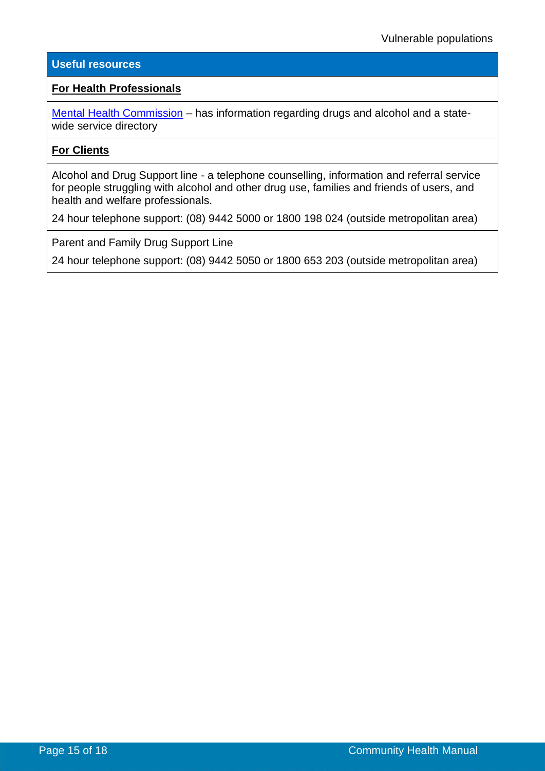| Useful resources |
| --- |
| **For Health Professionals** |
| Mental Health Commission – has information regarding drugs and alcohol and a state-wide service directory |
| **For Clients** |
| Alcohol and Drug Support line - a telephone counselling, information and referral service for people struggling with alcohol and other drug use, families and friends of users, and health and welfare professionals.<br><br>24 hour telephone support: (08) 9442 5000 or 1800 198 024 (outside metropolitan area) |
| Parent and Family Drug Support Line<br><br>24 hour telephone support: (08) 9442 5050 or 1800 653 203 (outside metropolitan area) |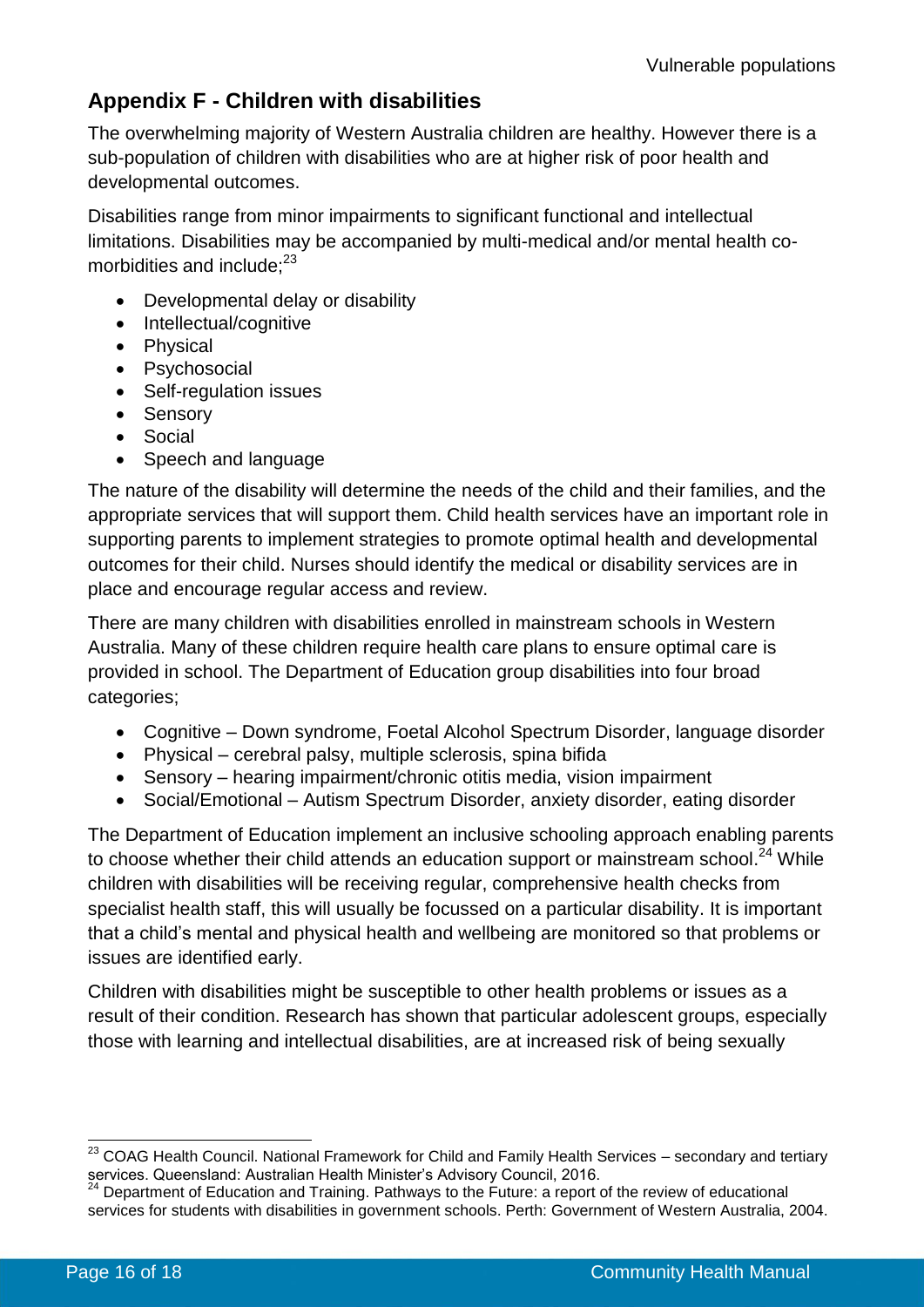## Appendix F - Children with disabilities

The overwhelming majority of Western Australia children are healthy. However there is a sub-population of children with disabilities who are at higher risk of poor health and developmental outcomes.

Disabilities range from minor impairments to significant functional and intellectual limitations. Disabilities may be accompanied by multi-medical and/or mental health co-morbidities and include;[23]

- Developmental delay or disability
- Intellectual/cognitive
- Physical
- Psychosocial
- Self-regulation issues
- Sensory
- Social
- Speech and language

The nature of the disability will determine the needs of the child and their families, and the appropriate services that will support them. Child health services have an important role in supporting parents to implement strategies to promote optimal health and developmental outcomes for their child. Nurses should identify the medical or disability services are in place and encourage regular access and review.

There are many children with disabilities enrolled in mainstream schools in Western Australia. Many of these children require health care plans to ensure optimal care is provided in school. The Department of Education group disabilities into four broad categories;

- Cognitive – Down syndrome, Foetal Alcohol Spectrum Disorder, language disorder
- Physical – cerebral palsy, multiple sclerosis, spina bifida
- Sensory – hearing impairment/chronic otitis media, vision impairment
- Social/Emotional – Autism Spectrum Disorder, anxiety disorder, eating disorder

The Department of Education implement an inclusive schooling approach enabling parents to choose whether their child attends an education support or mainstream school.[24] While children with disabilities will be receiving regular, comprehensive health checks from specialist health staff, this will usually be focussed on a particular disability. It is important that a child's mental and physical health and wellbeing are monitored so that problems or issues are identified early.

Children with disabilities might be susceptible to other health problems or issues as a result of their condition. Research has shown that particular adolescent groups, especially those with learning and intellectual disabilities, are at increased risk of being sexually

---

[23] COAG Health Council. National Framework for Child and Family Health Services – secondary and tertiary services. Queensland: Australian Health Minister's Advisory Council, 2016.

[24] Department of Education and Training. Pathways to the Future: a report of the review of educational services for students with disabilities in government schools. Perth: Government of Western Australia, 2004.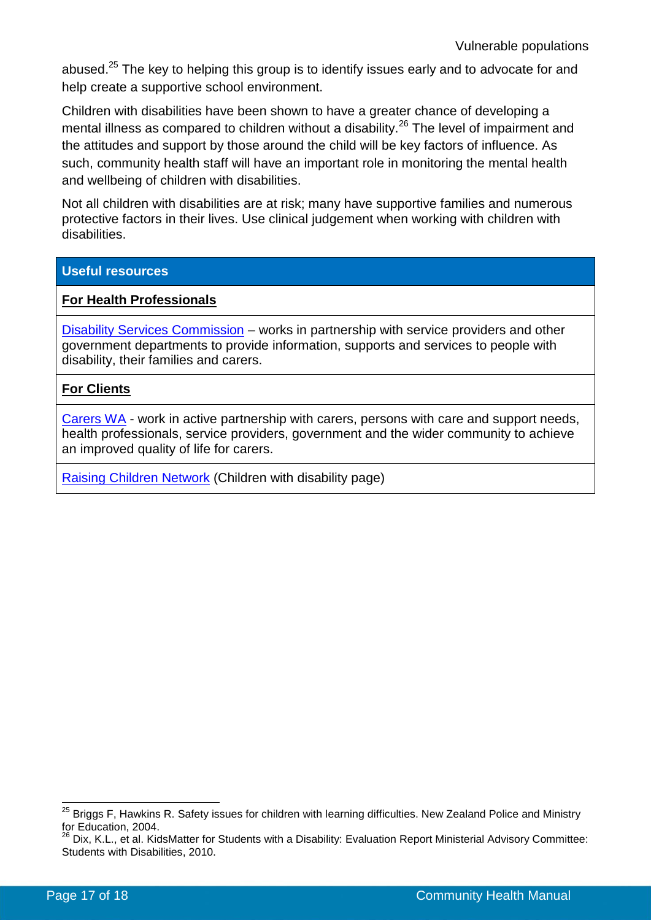abused.[25] The key to helping this group is to identify issues early and to advocate for and help create a supportive school environment.

Children with disabilities have been shown to have a greater chance of developing a mental illness as compared to children without a disability.[26] The level of impairment and the attitudes and support by those around the child will be key factors of influence. As such, community health staff will have an important role in monitoring the mental health and wellbeing of children with disabilities.

Not all children with disabilities are at risk; many have supportive families and numerous protective factors in their lives. Use clinical judgement when working with children with disabilities.

| **Useful resources** |
|---|
| **For Health Professionals** |
| Disability Services Commission – works in partnership with service providers and other government departments to provide information, supports and services to people with disability, their families and carers. |
| **For Clients** |
| Carers WA - work in active partnership with carers, persons with care and support needs, health professionals, service providers, government and the wider community to achieve an improved quality of life for carers. |
| Raising Children Network (Children with disability page) |

---

[25] Briggs F, Hawkins R. Safety issues for children with learning difficulties. New Zealand Police and Ministry for Education, 2004.

[26] Dix, K.L., et al. KidsMatter for Students with a Disability: Evaluation Report Ministerial Advisory Committee: Students with Disabilities, 2010.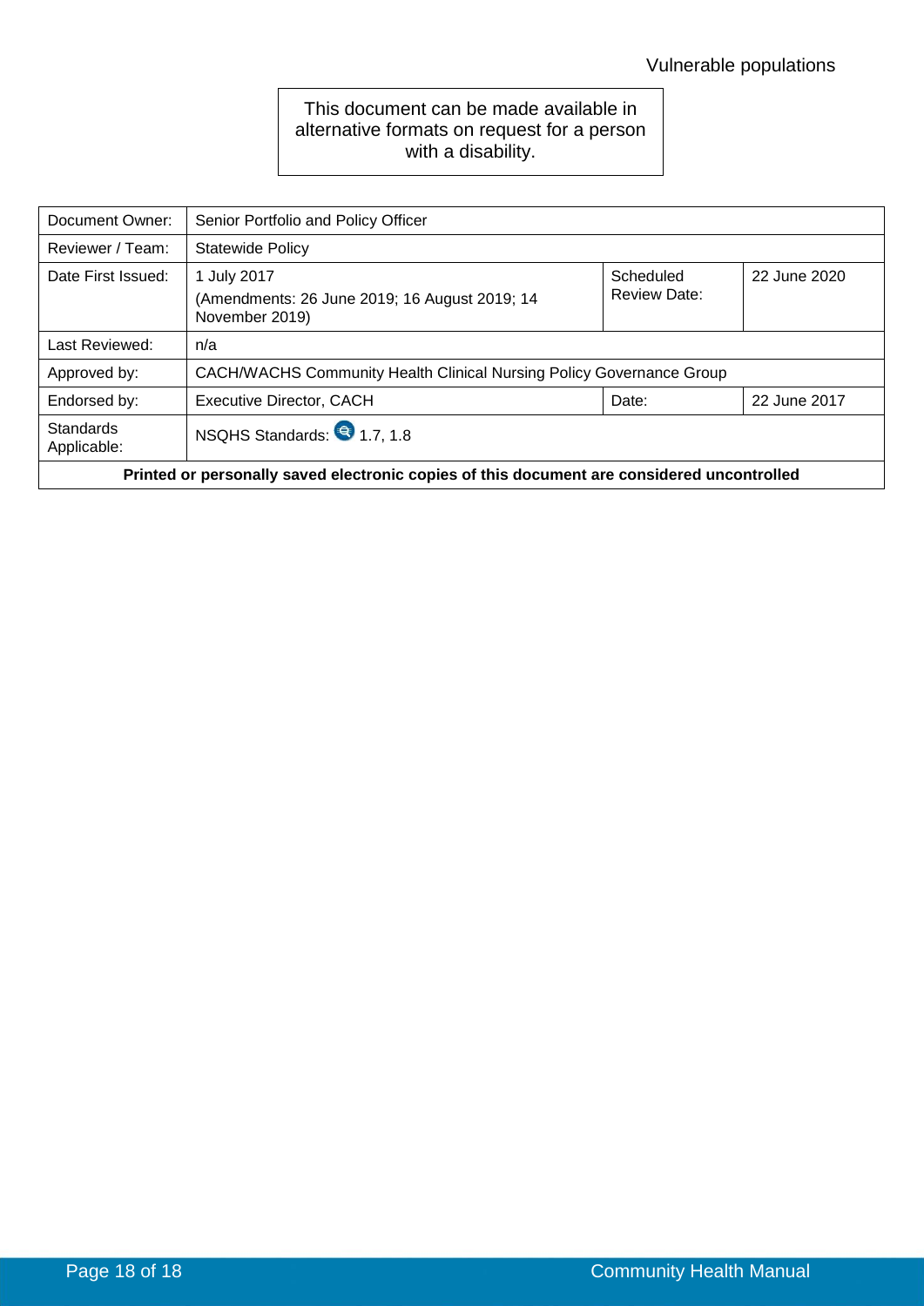This document can be made available in alternative formats on request for a person with a disability.

| | | | |
|---|---|---|---|
| Document Owner: | Senior Portfolio and Policy Officer | | |
| Reviewer / Team: | Statewide Policy | | |
| Date First Issued: | 1 July 2017<br>(Amendments: 26 June 2019; 16 August 2019; 14 November 2019) | Scheduled Review Date: | 22 June 2020 |
| Last Reviewed: | n/a | | |
| Approved by: | CACH/WACHS Community Health Clinical Nursing Policy Governance Group | | |
| Endorsed by: | Executive Director, CACH | Date: | 22 June 2017 |
| Standards Applicable: | NSQHS Standards: 1.7, 1.8 | | |

**Printed or personally saved electronic copies of this document are considered uncontrolled**